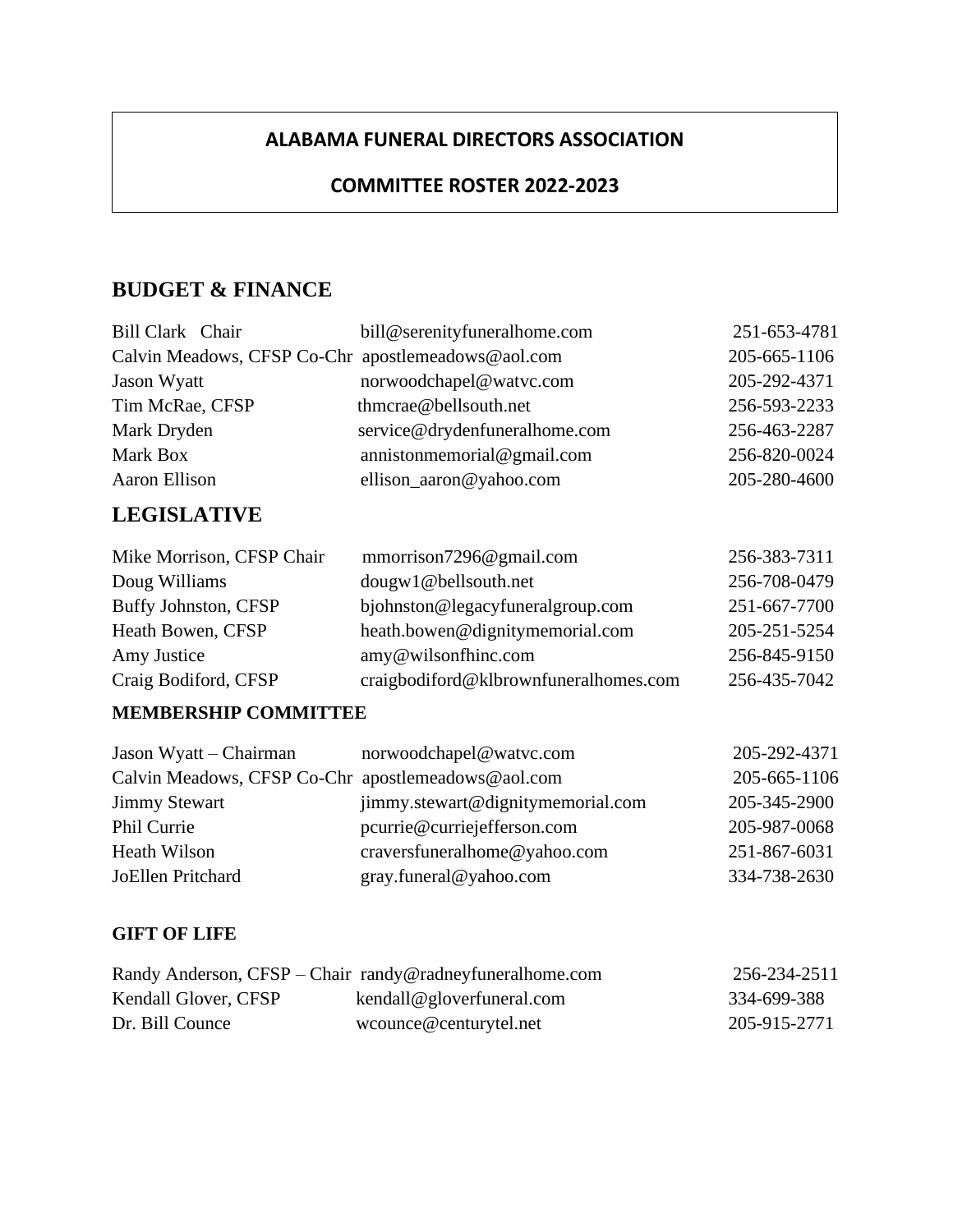**ALABAMA FUNERAL DIRECTORS ASSOCIATION**

**COMMITTEE ROSTER 2022-2023**

## BUDGET & FINANCE

| | | |
|---|---|---|
| Bill Clark Chair | bill@serenityfuneralhome.com | 251-653-4781 |
| Calvin Meadows, CFSP Co-Chr | apostlemeadows@aol.com | 205-665-1106 |
| Jason Wyatt | norwoodchapel@watvc.com | 205-292-4371 |
| Tim McRae, CFSP | thmcrae@bellsouth.net | 256-593-2233 |
| Mark Dryden | service@drydenfuneralhome.com | 256-463-2287 |
| Mark Box | annistonmemorial@gmail.com | 256-820-0024 |
| Aaron Ellison | ellison_aaron@yahoo.com | 205-280-4600 |

## LEGISLATIVE

| | | |
|---|---|---|
| Mike Morrison, CFSP Chair | mmorrison7296@gmail.com | 256-383-7311 |
| Doug Williams | dougw1@bellsouth.net | 256-708-0479 |
| Buffy Johnston, CFSP | bjohnston@legacyfuneralgroup.com | 251-667-7700 |
| Heath Bowen, CFSP | heath.bowen@dignitymemorial.com | 205-251-5254 |
| Amy Justice | amy@wilsonfhinc.com | 256-845-9150 |
| Craig Bodiford, CFSP | craigbodiford@klbrownfuneralhomes.com | 256-435-7042 |

### MEMBERSHIP COMMITTEE

| | | |
|---|---|---|
| Jason Wyatt – Chairman | norwoodchapel@watvc.com | 205-292-4371 |
| Calvin Meadows, CFSP Co-Chr | apostlemeadows@aol.com | 205-665-1106 |
| Jimmy Stewart | jimmy.stewart@dignitymemorial.com | 205-345-2900 |
| Phil Currie | pcurrie@curriejefferson.com | 205-987-0068 |
| Heath Wilson | craversfuneralhome@yahoo.com | 251-867-6031 |
| JoEllen Pritchard | gray.funeral@yahoo.com | 334-738-2630 |

### GIFT OF LIFE

| | | |
|---|---|---|
| Randy Anderson, CFSP – Chair | randy@radneyfuneralhome.com | 256-234-2511 |
| Kendall Glover, CFSP | kendall@gloverfuneral.com | 334-699-388 |
| Dr. Bill Counce | wcounce@centurytel.net | 205-915-2771 |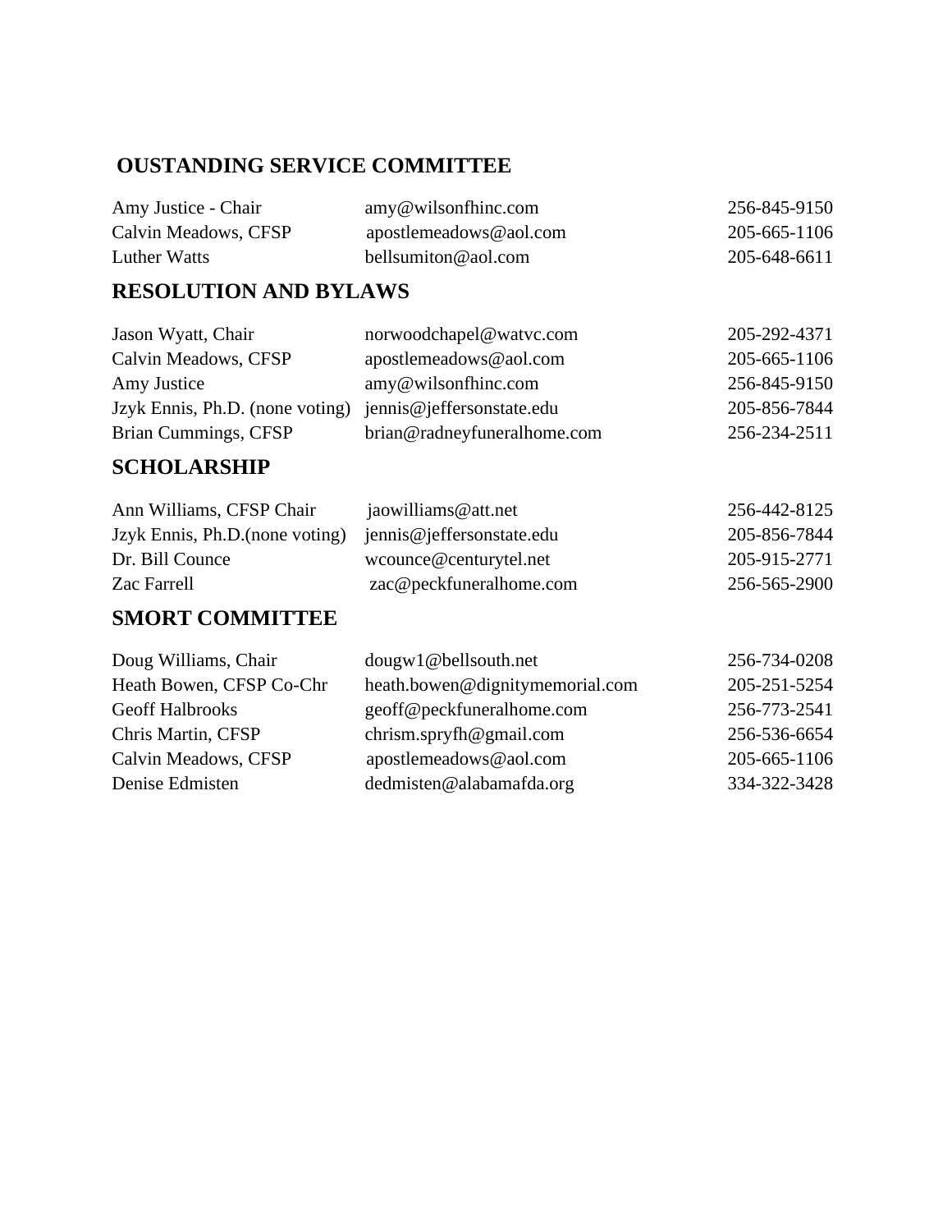## OUSTANDING SERVICE COMMITTEE

| | | |
|---|---|---|
| Amy Justice - Chair | amy@wilsonfhinc.com | 256-845-9150 |
| Calvin Meadows, CFSP | apostlemeadows@aol.com | 205-665-1106 |
| Luther Watts | bellsumiton@aol.com | 205-648-6611 |

## RESOLUTION AND BYLAWS

| | | |
|---|---|---|
| Jason Wyatt, Chair | norwoodchapel@watvc.com | 205-292-4371 |
| Calvin Meadows, CFSP | apostlemeadows@aol.com | 205-665-1106 |
| Amy Justice | amy@wilsonfhinc.com | 256-845-9150 |
| Jzyk Ennis, Ph.D. (none voting) | jennis@jeffersonstate.edu | 205-856-7844 |
| Brian Cummings, CFSP | brian@radneyfuneralhome.com | 256-234-2511 |

## SCHOLARSHIP

| | | |
|---|---|---|
| Ann Williams, CFSP Chair | jaowilliams@att.net | 256-442-8125 |
| Jzyk Ennis, Ph.D.(none voting) | jennis@jeffersonstate.edu | 205-856-7844 |
| Dr. Bill Counce | wcounce@centurytel.net | 205-915-2771 |
| Zac Farrell | zac@peckfuneralhome.com | 256-565-2900 |

## SMORT COMMITTEE

| | | |
|---|---|---|
| Doug Williams, Chair | dougw1@bellsouth.net | 256-734-0208 |
| Heath Bowen, CFSP Co-Chr | heath.bowen@dignitymemorial.com | 205-251-5254 |
| Geoff Halbrooks | geoff@peckfuneralhome.com | 256-773-2541 |
| Chris Martin, CFSP | chrism.spryfh@gmail.com | 256-536-6654 |
| Calvin Meadows, CFSP | apostlemeadows@aol.com | 205-665-1106 |
| Denise Edmisten | dedmisten@alabamafda.org | 334-322-3428 |